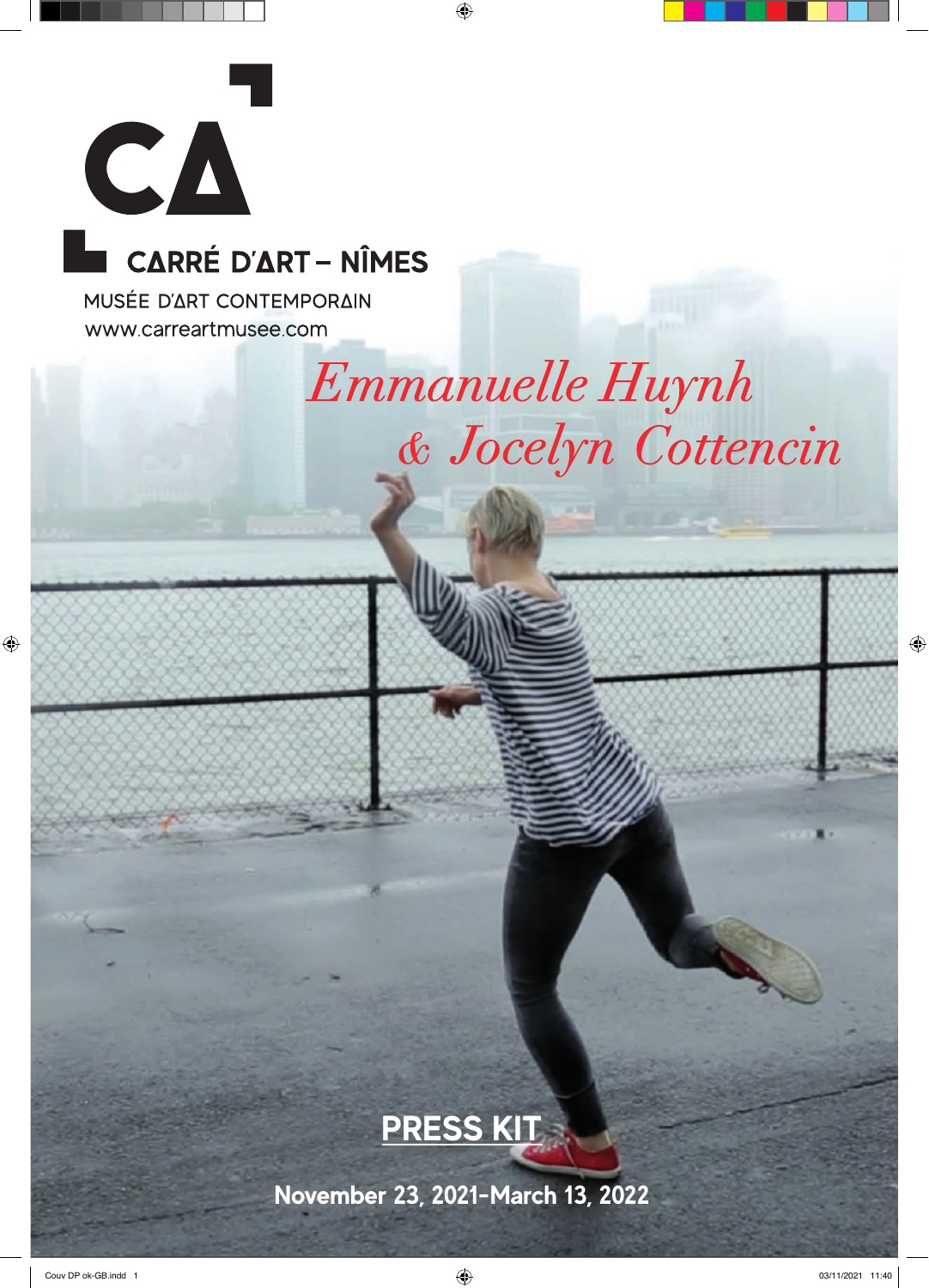CA

CARRÉ D'ART – NÎMES

MUSÉE D'ART CONTEMPORAIN

www.carreartmusee.com

# *Emmanuelle Huynh & Jocelyn Cottencin*

**PRESS KIT**

**November 23, 2021-March 13, 2022**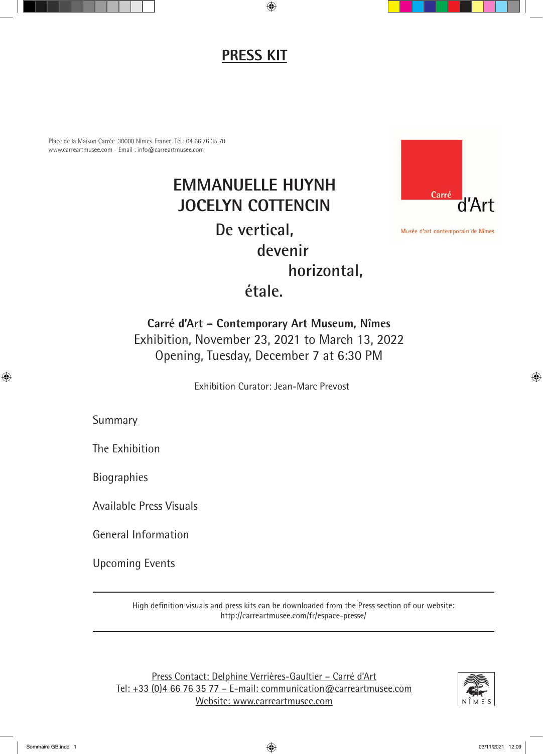# PRESS KIT

Place de la Maison Carrée. 30000 Nîmes. France. Tél.: 04 66 76 35 70
www.carreartmusee.com - Email : info@carreartmusee.com

Carré d'Art
Musée d'art contemporain de Nîmes

## EMMANUELLE HUYNH
## JOCELYN COTTENCIN

### De vertical,
### devenir
### horizontal,
### étale.

**Carré d'Art – Contemporary Art Museum, Nîmes**
Exhibition, November 23, 2021 to March 13, 2022
Opening, Tuesday, December 7 at 6:30 PM

Exhibition Curator: Jean-Marc Prevost

Summary

The Exhibition

Biographies

Available Press Visuals

General Information

Upcoming Events

---

High definition visuals and press kits can be downloaded from the Press section of our website:
http://carreartmusee.com/fr/espace-presse/

---

Press Contact: Delphine Verrières-Gaultier – Carré d'Art
Tel: +33 (0)4 66 76 35 77 – E-mail: communication@carreartmusee.com
Website: www.carreartmusee.com

NÎMES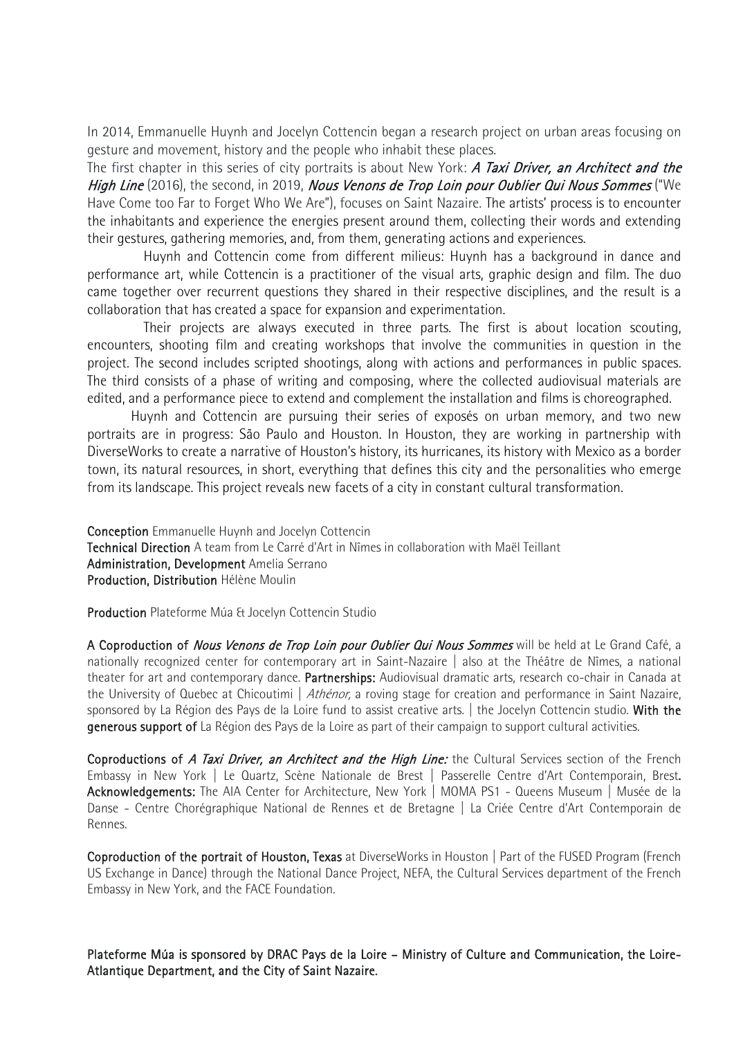In 2014, Emmanuelle Huynh and Jocelyn Cottencin began a research project on urban areas focusing on gesture and movement, history and the people who inhabit these places.

The first chapter in this series of city portraits is about New York: *A Taxi Driver, an Architect and the High Line* (2016), the second, in 2019, *Nous Venons de Trop Loin pour Oublier Qui Nous Sommes* ("We Have Come too Far to Forget Who We Are"), focuses on Saint Nazaire. The artists' process is to encounter the inhabitants and experience the energies present around them, collecting their words and extending their gestures, gathering memories, and, from them, generating actions and experiences.

Huynh and Cottencin come from different milieus: Huynh has a background in dance and performance art, while Cottencin is a practitioner of the visual arts, graphic design and film. The duo came together over recurrent questions they shared in their respective disciplines, and the result is a collaboration that has created a space for expansion and experimentation.

Their projects are always executed in three parts. The first is about location scouting, encounters, shooting film and creating workshops that involve the communities in question in the project. The second includes scripted shootings, along with actions and performances in public spaces. The third consists of a phase of writing and composing, where the collected audiovisual materials are edited, and a performance piece to extend and complement the installation and films is choreographed.

Huynh and Cottencin are pursuing their series of exposés on urban memory, and two new portraits are in progress: São Paulo and Houston. In Houston, they are working in partnership with DiverseWorks to create a narrative of Houston's history, its hurricanes, its history with Mexico as a border town, its natural resources, in short, everything that defines this city and the personalities who emerge from its landscape. This project reveals new facets of a city in constant cultural transformation.

**Conception** Emmanuelle Huynh and Jocelyn Cottencin
**Technical Direction** A team from Le Carré d'Art in Nîmes in collaboration with Maël Teillant
**Administration, Development** Amelia Serrano
**Production, Distribution** Hélène Moulin

**Production** Plateforme Múa & Jocelyn Cottencin Studio

**A Coproduction of** *Nous Venons de Trop Loin pour Oublier Qui Nous Sommes* will be held at Le Grand Café, a nationally recognized center for contemporary art in Saint-Nazaire | also at the Théâtre de Nîmes, a national theater for art and contemporary dance. **Partnerships:** Audiovisual dramatic arts, research co-chair in Canada at the University of Quebec at Chicoutimi | *Athénor,* a roving stage for creation and performance in Saint Nazaire, sponsored by La Région des Pays de la Loire fund to assist creative arts. | the Jocelyn Cottencin studio. **With the generous support of** La Région des Pays de la Loire as part of their campaign to support cultural activities.

**Coproductions of** *A Taxi Driver, an Architect and the High Line:* the Cultural Services section of the French Embassy in New York | Le Quartz, Scène Nationale de Brest | Passerelle Centre d'Art Contemporain, Brest. **Acknowledgements:** The AIA Center for Architecture, New York | MOMA PS1 - Queens Museum | Musée de la Danse - Centre Chorégraphique National de Rennes et de Bretagne | La Criée Centre d'Art Contemporain de Rennes.

**Coproduction of the portrait of Houston, Texas** at DiverseWorks in Houston | Part of the FUSED Program (French US Exchange in Dance) through the National Dance Project, NEFA, the Cultural Services department of the French Embassy in New York, and the FACE Foundation.

**Plateforme Múa is sponsored by DRAC Pays de la Loire – Ministry of Culture and Communication, the Loire-Atlantique Department, and the City of Saint Nazaire.**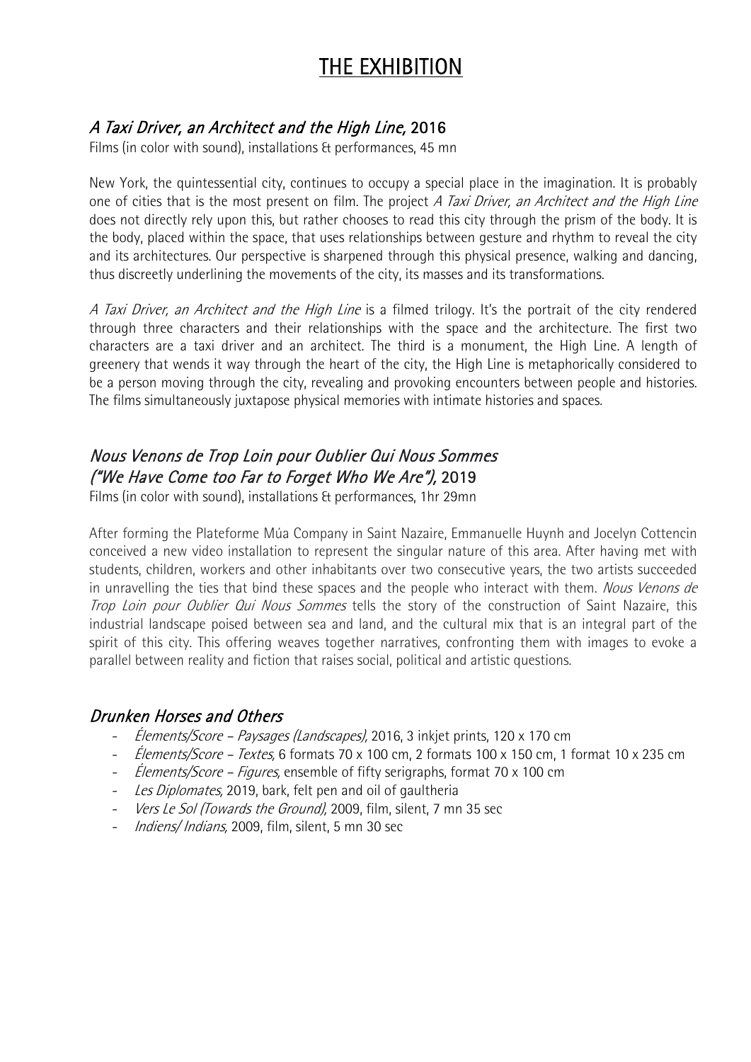# THE EXHIBITION

## *A Taxi Driver, an Architect and the High Line,* 2016

Films (in color with sound), installations & performances, 45 mn

New York, the quintessential city, continues to occupy a special place in the imagination. It is probably one of cities that is the most present on film. The project *A Taxi Driver, an Architect and the High Line* does not directly rely upon this, but rather chooses to read this city through the prism of the body. It is the body, placed within the space, that uses relationships between gesture and rhythm to reveal the city and its architectures. Our perspective is sharpened through this physical presence, walking and dancing, thus discreetly underlining the movements of the city, its masses and its transformations.

*A Taxi Driver, an Architect and the High Line* is a filmed trilogy. It's the portrait of the city rendered through three characters and their relationships with the space and the architecture. The first two characters are a taxi driver and an architect. The third is a monument, the High Line. A length of greenery that wends it way through the heart of the city, the High Line is metaphorically considered to be a person moving through the city, revealing and provoking encounters between people and histories. The films simultaneously juxtapose physical memories with intimate histories and spaces.

## *Nous Venons de Trop Loin pour Oublier Qui Nous Sommes ("We Have Come too Far to Forget Who We Are"),* 2019

Films (in color with sound), installations & performances, 1hr 29mn

After forming the Plateforme Múa Company in Saint Nazaire, Emmanuelle Huynh and Jocelyn Cottencin conceived a new video installation to represent the singular nature of this area. After having met with students, children, workers and other inhabitants over two consecutive years, the two artists succeeded in unravelling the ties that bind these spaces and the people who interact with them. *Nous Venons de Trop Loin pour Oublier Qui Nous Sommes* tells the story of the construction of Saint Nazaire, this industrial landscape poised between sea and land, and the cultural mix that is an integral part of the spirit of this city. This offering weaves together narratives, confronting them with images to evoke a parallel between reality and fiction that raises social, political and artistic questions.

## *Drunken Horses and Others*

- *Élements/Score – Paysages (Landscapes),* 2016, 3 inkjet prints, 120 x 170 cm
- *Élements/Score – Textes,* 6 formats 70 x 100 cm, 2 formats 100 x 150 cm, 1 format 10 x 235 cm
- *Élements/Score – Figures,* ensemble of fifty serigraphs, format 70 x 100 cm
- *Les Diplomates,* 2019, bark, felt pen and oil of gaultheria
- *Vers Le Sol (Towards the Ground),* 2009, film, silent, 7 mn 35 sec
- *Indiens/ Indians,* 2009, film, silent, 5 mn 30 sec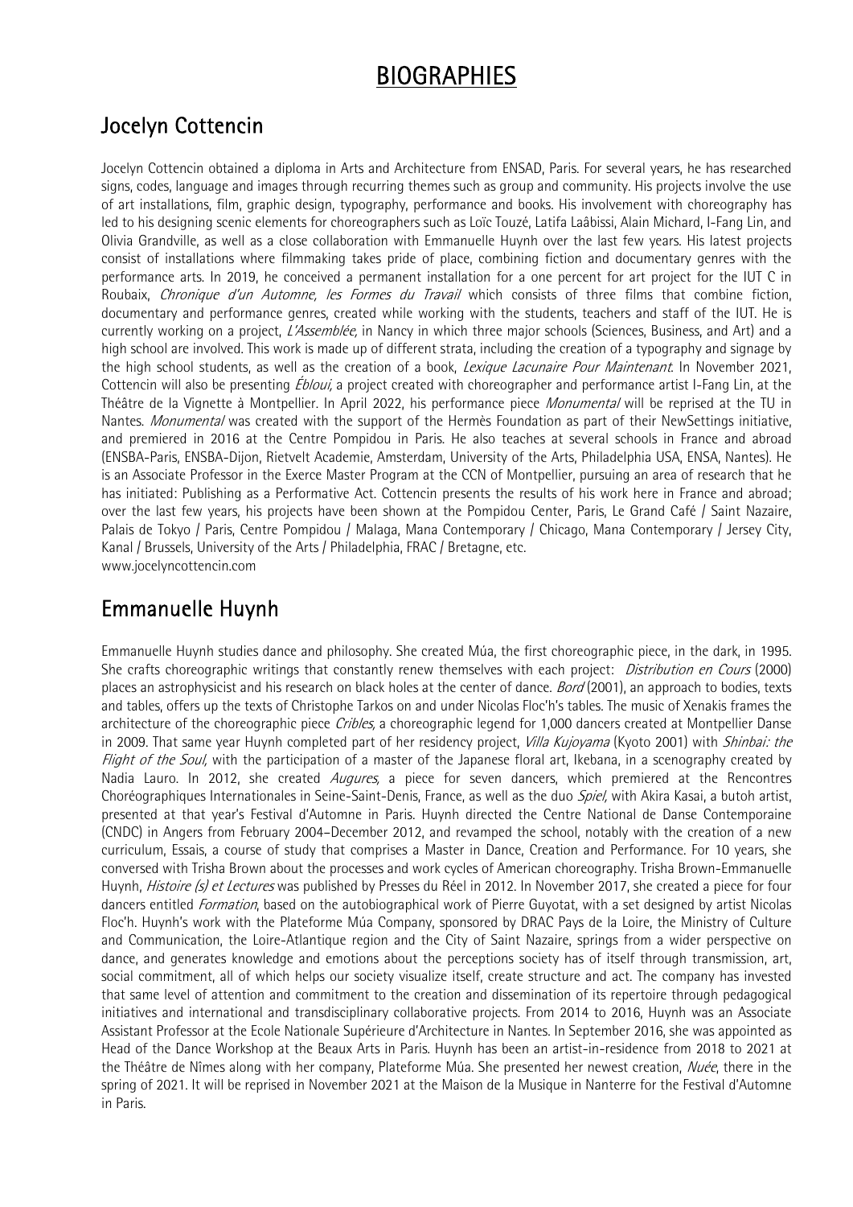# BIOGRAPHIES

## Jocelyn Cottencin

Jocelyn Cottencin obtained a diploma in Arts and Architecture from ENSAD, Paris. For several years, he has researched signs, codes, language and images through recurring themes such as group and community. His projects involve the use of art installations, film, graphic design, typography, performance and books. His involvement with choreography has led to his designing scenic elements for choreographers such as Loïc Touzé, Latifa Laâbissi, Alain Michard, I-Fang Lin, and Olivia Grandville, as well as a close collaboration with Emmanuelle Huynh over the last few years. His latest projects consist of installations where filmmaking takes pride of place, combining fiction and documentary genres with the performance arts. In 2019, he conceived a permanent installation for a one percent for art project for the IUT C in Roubaix, *Chronique d'un Automne, les Formes du Travail* which consists of three films that combine fiction, documentary and performance genres, created while working with the students, teachers and staff of the IUT. He is currently working on a project, *L'Assemblée,* in Nancy in which three major schools (Sciences, Business, and Art) and a high school are involved. This work is made up of different strata, including the creation of a typography and signage by the high school students, as well as the creation of a book, *Lexique Lacunaire Pour Maintenant*. In November 2021, Cottencin will also be presenting *Ébloui,* a project created with choreographer and performance artist I-Fang Lin, at the Théâtre de la Vignette à Montpellier. In April 2022, his performance piece *Monumental* will be reprised at the TU in Nantes. *Monumental* was created with the support of the Hermès Foundation as part of their NewSettings initiative, and premiered in 2016 at the Centre Pompidou in Paris. He also teaches at several schools in France and abroad (ENSBA-Paris, ENSBA-Dijon, Rietvelt Academie, Amsterdam, University of the Arts, Philadelphia USA, ENSA, Nantes). He is an Associate Professor in the Exerce Master Program at the CCN of Montpellier, pursuing an area of research that he has initiated: Publishing as a Performative Act. Cottencin presents the results of his work here in France and abroad; over the last few years, his projects have been shown at the Pompidou Center, Paris, Le Grand Café / Saint Nazaire, Palais de Tokyo / Paris, Centre Pompidou / Malaga, Mana Contemporary / Chicago, Mana Contemporary / Jersey City, Kanal / Brussels, University of the Arts / Philadelphia, FRAC / Bretagne, etc.
www.jocelyncottencin.com

## Emmanuelle Huynh

Emmanuelle Huynh studies dance and philosophy. She created Múa, the first choreographic piece, in the dark, in 1995. She crafts choreographic writings that constantly renew themselves with each project: *Distribution en Cours* (2000) places an astrophysicist and his research on black holes at the center of dance. *Bord* (2001), an approach to bodies, texts and tables, offers up the texts of Christophe Tarkos on and under Nicolas Floc'h's tables. The music of Xenakis frames the architecture of the choreographic piece *Cribles,* a choreographic legend for 1,000 dancers created at Montpellier Danse in 2009. That same year Huynh completed part of her residency project, *Villa Kujoyama* (Kyoto 2001) with *Shinbai: the Flight of the Soul,* with the participation of a master of the Japanese floral art, Ikebana, in a scenography created by Nadia Lauro. In 2012, she created *Augures,* a piece for seven dancers, which premiered at the Rencontres Chorégraphiques Internationales in Seine-Saint-Denis, France, as well as the duo *Spiel,* with Akira Kasai, a butoh artist, presented at that year's Festival d'Automne in Paris. Huynh directed the Centre National de Danse Contemporaine (CNDC) in Angers from February 2004–December 2012, and revamped the school, notably with the creation of a new curriculum, Essais, a course of study that comprises a Master in Dance, Creation and Performance. For 10 years, she conversed with Trisha Brown about the processes and work cycles of American choreography. Trisha Brown-Emmanuelle Huynh, *Histoire (s) et Lectures* was published by Presses du Réel in 2012. In November 2017, she created a piece for four dancers entitled *Formation*, based on the autobiographical work of Pierre Guyotat, with a set designed by artist Nicolas Floc'h. Huynh's work with the Plateforme Múa Company, sponsored by DRAC Pays de la Loire, the Ministry of Culture and Communication, the Loire-Atlantique region and the City of Saint Nazaire, springs from a wider perspective on dance, and generates knowledge and emotions about the perceptions society has of itself through transmission, art, social commitment, all of which helps our society visualize itself, create structure and act. The company has invested that same level of attention and commitment to the creation and dissemination of its repertoire through pedagogical initiatives and international and transdisciplinary collaborative projects. From 2014 to 2016, Huynh was an Associate Assistant Professor at the Ecole Nationale Supérieure d'Architecture in Nantes. In September 2016, she was appointed as Head of the Dance Workshop at the Beaux Arts in Paris. Huynh has been an artist-in-residence from 2018 to 2021 at the Théâtre de Nîmes along with her company, Plateforme Múa. She presented her newest creation, *Nuée*, there in the spring of 2021. It will be reprised in November 2021 at the Maison de la Musique in Nanterre for the Festival d'Automne in Paris.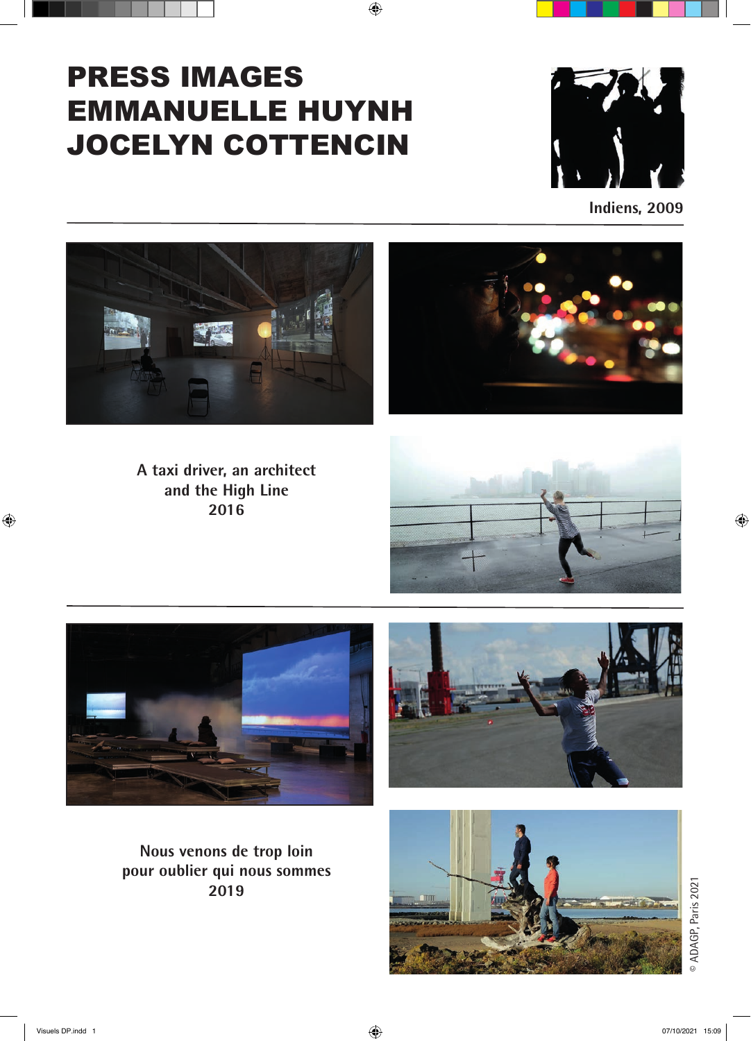# PRESS IMAGES
# EMMANUELLE HUYNH
# JOCELYN COTTENCIN

Indiens, 2009

A taxi driver, an architect
and the High Line
2016

Nous venons de trop loin
pour oublier qui nous sommes
2019

© ADAGP, Paris 2021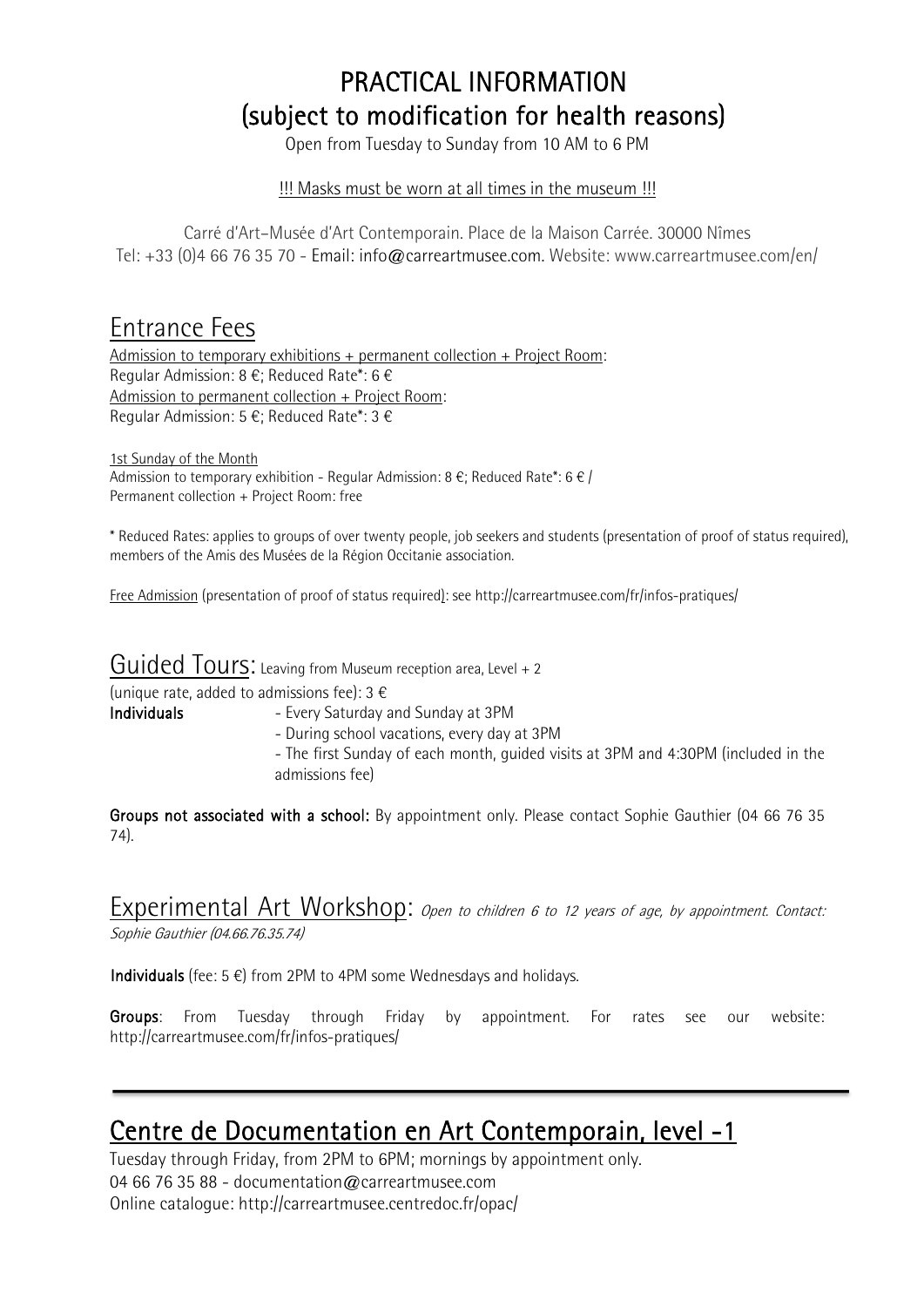# PRACTICAL INFORMATION
# (subject to modification for health reasons)

Open from Tuesday to Sunday from 10 AM to 6 PM

!!! Masks must be worn at all times in the museum !!!

Carré d'Art–Musée d'Art Contemporain. Place de la Maison Carrée. 30000 Nîmes
Tel: +33 (0)4 66 76 35 70 - Email: info@carreartmusee.com. Website: www.carreartmusee.com/en/

## Entrance Fees

Admission to temporary exhibitions + permanent collection + Project Room:
Regular Admission: 8 €; Reduced Rate*: 6 €
Admission to permanent collection + Project Room:
Regular Admission: 5 €; Reduced Rate*: 3 €

1st Sunday of the Month
Admission to temporary exhibition - Regular Admission: 8 €; Reduced Rate*: 6 € /
Permanent collection + Project Room: free

* Reduced Rates: applies to groups of over twenty people, job seekers and students (presentation of proof of status required), members of the Amis des Musées de la Région Occitanie association.

Free Admission (presentation of proof of status required): see http://carreartmusee.com/fr/infos-pratiques/

## Guided Tours: Leaving from Museum reception area, Level + 2

(unique rate, added to admissions fee): 3 €

**Individuals**
- Every Saturday and Sunday at 3PM
- During school vacations, every day at 3PM
- The first Sunday of each month, guided visits at 3PM and 4:30PM (included in the admissions fee)

**Groups not associated with a school:** By appointment only. Please contact Sophie Gauthier (04 66 76 35 74).

## Experimental Art Workshop: *Open to children 6 to 12 years of age, by appointment. Contact: Sophie Gauthier (04.66.76.35.74)*

**Individuals** (fee: 5 €) from 2PM to 4PM some Wednesdays and holidays.

**Groups**: From Tuesday through Friday by appointment. For rates see our website: http://carreartmusee.com/fr/infos-pratiques/

---

## Centre de Documentation en Art Contemporain, level -1

Tuesday through Friday, from 2PM to 6PM; mornings by appointment only.
04 66 76 35 88 - documentation@carreartmusee.com
Online catalogue: http://carreartmusee.centredoc.fr/opac/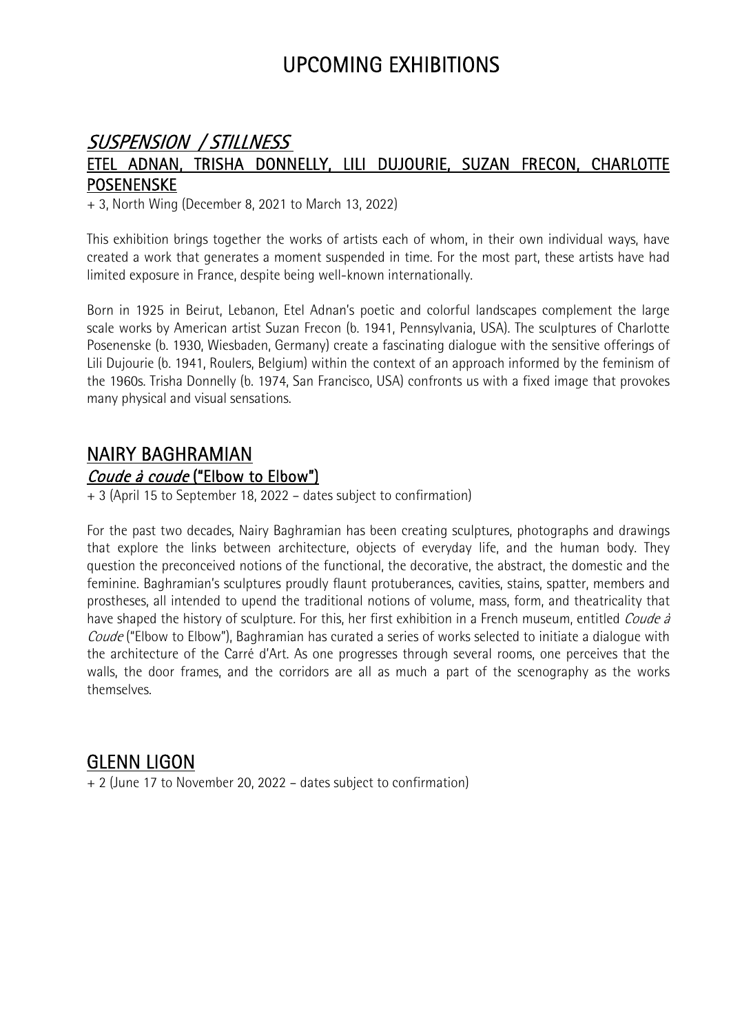# UPCOMING EXHIBITIONS

## *SUSPENSION / STILLNESS*

### ETEL ADNAN, TRISHA DONNELLY, LILI DUJOURIE, SUZAN FRECON, CHARLOTTE POSENENSKE

+ 3, North Wing (December 8, 2021 to March 13, 2022)

This exhibition brings together the works of artists each of whom, in their own individual ways, have created a work that generates a moment suspended in time. For the most part, these artists have had limited exposure in France, despite being well-known internationally.

Born in 1925 in Beirut, Lebanon, Etel Adnan's poetic and colorful landscapes complement the large scale works by American artist Suzan Frecon (b. 1941, Pennsylvania, USA). The sculptures of Charlotte Posenenske (b. 1930, Wiesbaden, Germany) create a fascinating dialogue with the sensitive offerings of Lili Dujourie (b. 1941, Roulers, Belgium) within the context of an approach informed by the feminism of the 1960s. Trisha Donnelly (b. 1974, San Francisco, USA) confronts us with a fixed image that provokes many physical and visual sensations.

## NAIRY BAGHRAMIAN

### *Coude à coude* ("Elbow to Elbow")

+ 3 (April 15 to September 18, 2022 – dates subject to confirmation)

For the past two decades, Nairy Baghramian has been creating sculptures, photographs and drawings that explore the links between architecture, objects of everyday life, and the human body. They question the preconceived notions of the functional, the decorative, the abstract, the domestic and the feminine. Baghramian's sculptures proudly flaunt protuberances, cavities, stains, spatter, members and prostheses, all intended to upend the traditional notions of volume, mass, form, and theatricality that have shaped the history of sculpture. For this, her first exhibition in a French museum, entitled *Coude à Coude* ("Elbow to Elbow"), Baghramian has curated a series of works selected to initiate a dialogue with the architecture of the Carré d'Art. As one progresses through several rooms, one perceives that the walls, the door frames, and the corridors are all as much a part of the scenography as the works themselves.

## GLENN LIGON

+ 2 (June 17 to November 20, 2022 – dates subject to confirmation)